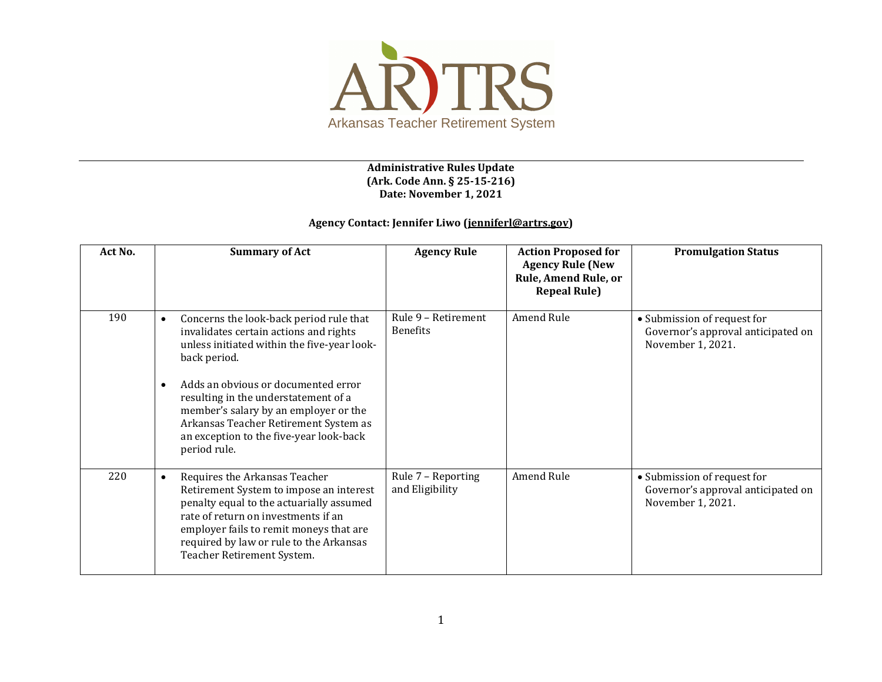ARTRS

Arkansas Teacher Retirement System

**Administrative Rules Update**
**(Ark. Code Ann. § 25-15-216)**
**Date: November 1, 2021**

**Agency Contact: Jennifer Liwo (jenniferl@artrs.gov)**

| Act No. | Summary of Act | Agency Rule | Action Proposed for Agency Rule (New Rule, Amend Rule, or Repeal Rule) | Promulgation Status |
|---|---|---|---|---|
| 190 | • Concerns the look-back period rule that invalidates certain actions and rights unless initiated within the five-year look-back period.<br><br>• Adds an obvious or documented error resulting in the understatement of a member's salary by an employer or the Arkansas Teacher Retirement System as an exception to the five-year look-back period rule. | Rule 9 – Retirement Benefits | Amend Rule | • Submission of request for Governor's approval anticipated on November 1, 2021. |
| 220 | • Requires the Arkansas Teacher Retirement System to impose an interest penalty equal to the actuarially assumed rate of return on investments if an employer fails to remit moneys that are required by law or rule to the Arkansas Teacher Retirement System. | Rule 7 – Reporting and Eligibility | Amend Rule | • Submission of request for Governor's approval anticipated on November 1, 2021. |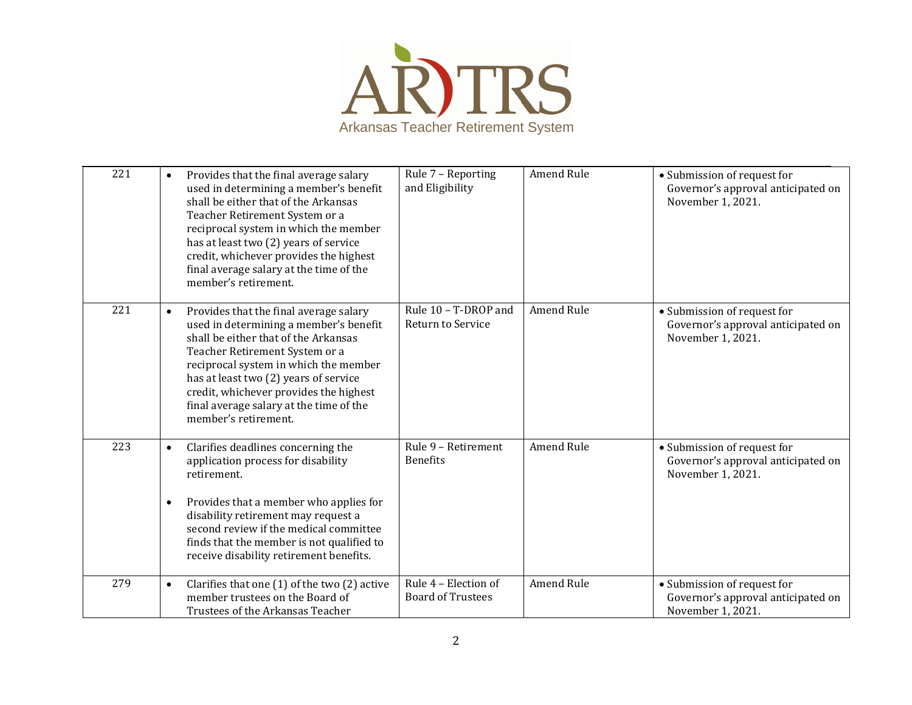| 221 | • Provides that the final average salary used in determining a member's benefit shall be either that of the Arkansas Teacher Retirement System or a reciprocal system in which the member has at least two (2) years of service credit, whichever provides the highest final average salary at the time of the member's retirement. | Rule 7 – Reporting and Eligibility | Amend Rule | • Submission of request for Governor's approval anticipated on November 1, 2021. |
|---|---|---|---|---|
| 221 | • Provides that the final average salary used in determining a member's benefit shall be either that of the Arkansas Teacher Retirement System or a reciprocal system in which the member has at least two (2) years of service credit, whichever provides the highest final average salary at the time of the member's retirement. | Rule 10 – T-DROP and Return to Service | Amend Rule | • Submission of request for Governor's approval anticipated on November 1, 2021. |
| 223 | • Clarifies deadlines concerning the application process for disability retirement.<br><br>• Provides that a member who applies for disability retirement may request a second review if the medical committee finds that the member is not qualified to receive disability retirement benefits. | Rule 9 – Retirement Benefits | Amend Rule | • Submission of request for Governor's approval anticipated on November 1, 2021. |
| 279 | • Clarifies that one (1) of the two (2) active member trustees on the Board of Trustees of the Arkansas Teacher | Rule 4 – Election of Board of Trustees | Amend Rule | • Submission of request for Governor's approval anticipated on November 1, 2021. |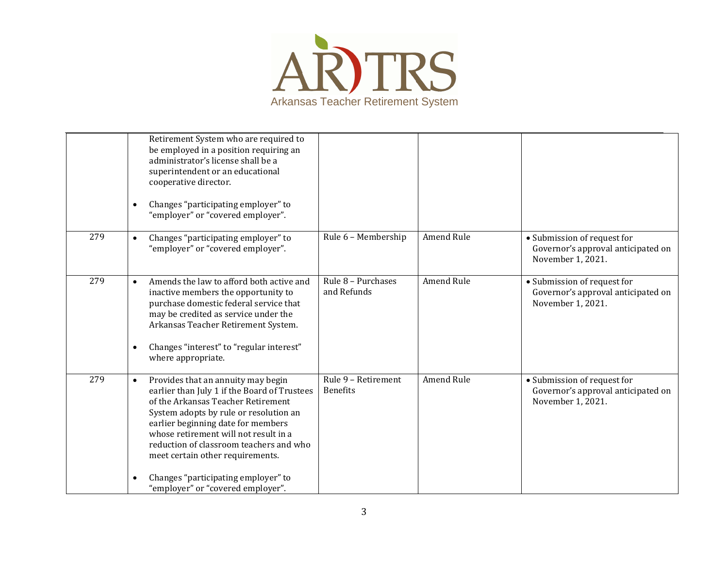| | | | | |
|---|---|---|---|---|
| | Retirement System who are required to be employed in a position requiring an administrator's license shall be a superintendent or an educational cooperative director.<br><br>• Changes "participating employer" to "employer" or "covered employer". | | | |
| 279 | • Changes "participating employer" to "employer" or "covered employer". | Rule 6 – Membership | Amend Rule | • Submission of request for Governor's approval anticipated on November 1, 2021. |
| 279 | • Amends the law to afford both active and inactive members the opportunity to purchase domestic federal service that may be credited as service under the Arkansas Teacher Retirement System.<br><br>• Changes "interest" to "regular interest" where appropriate. | Rule 8 – Purchases and Refunds | Amend Rule | • Submission of request for Governor's approval anticipated on November 1, 2021. |
| 279 | • Provides that an annuity may begin earlier than July 1 if the Board of Trustees of the Arkansas Teacher Retirement System adopts by rule or resolution an earlier beginning date for members whose retirement will not result in a reduction of classroom teachers and who meet certain other requirements.<br><br>• Changes "participating employer" to "employer" or "covered employer". | Rule 9 – Retirement Benefits | Amend Rule | • Submission of request for Governor's approval anticipated on November 1, 2021. |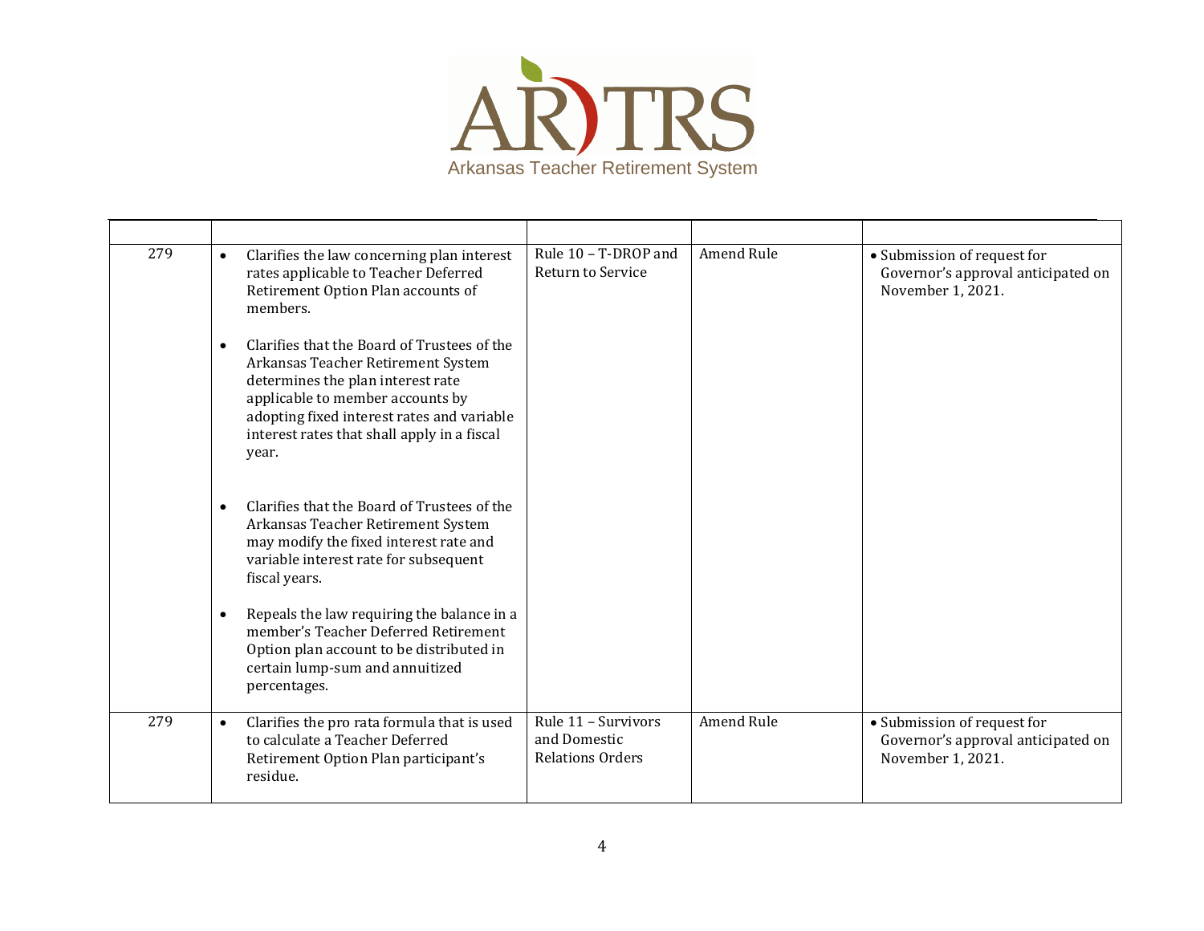Arkansas Teacher Retirement System

| | | | | |
|---|---|---|---|---|
| 279 | • Clarifies the law concerning plan interest rates applicable to Teacher Deferred Retirement Option Plan accounts of members.<br><br>• Clarifies that the Board of Trustees of the Arkansas Teacher Retirement System determines the plan interest rate applicable to member accounts by adopting fixed interest rates and variable interest rates that shall apply in a fiscal year.<br><br>• Clarifies that the Board of Trustees of the Arkansas Teacher Retirement System may modify the fixed interest rate and variable interest rate for subsequent fiscal years.<br><br>• Repeals the law requiring the balance in a member's Teacher Deferred Retirement Option plan account to be distributed in certain lump-sum and annuitized percentages. | Rule 10 – T-DROP and Return to Service | Amend Rule | • Submission of request for Governor's approval anticipated on November 1, 2021. |
| 279 | • Clarifies the pro rata formula that is used to calculate a Teacher Deferred Retirement Option Plan participant's residue. | Rule 11 – Survivors and Domestic Relations Orders | Amend Rule | • Submission of request for Governor's approval anticipated on November 1, 2021. |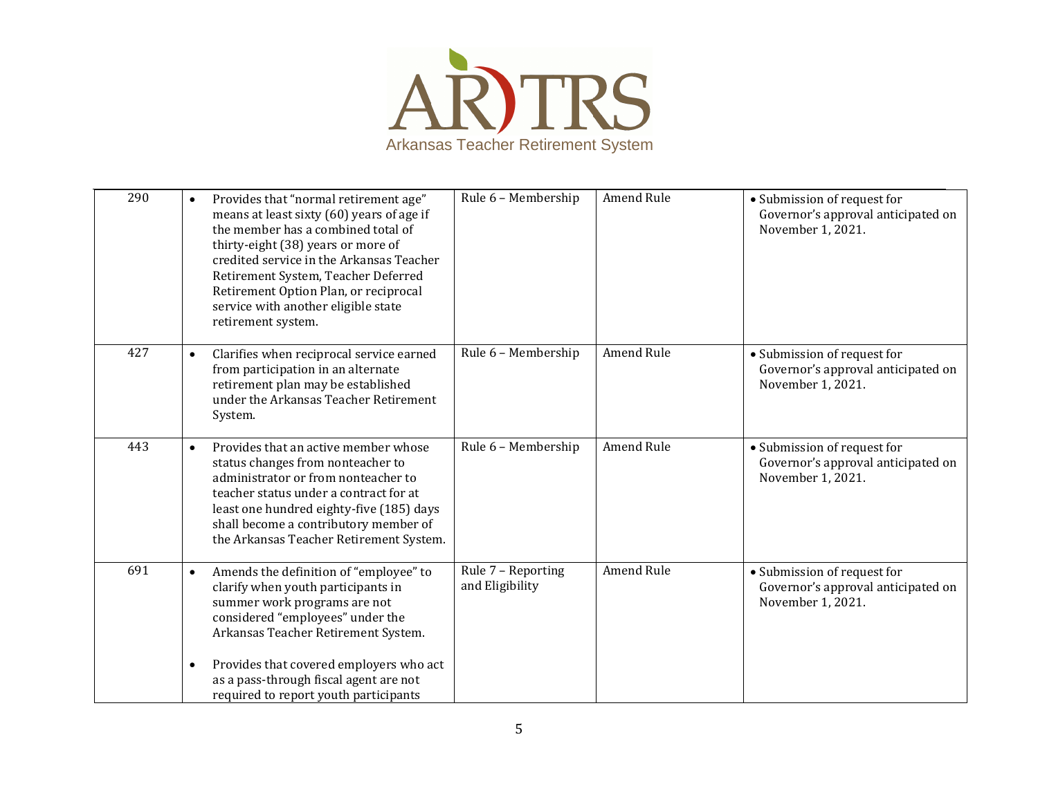ARTRS
Arkansas Teacher Retirement System

| | | | | |
|---|---|---|---|---|
| 290 | • Provides that "normal retirement age" means at least sixty (60) years of age if the member has a combined total of thirty-eight (38) years or more of credited service in the Arkansas Teacher Retirement System, Teacher Deferred Retirement Option Plan, or reciprocal service with another eligible state retirement system. | Rule 6 – Membership | Amend Rule | • Submission of request for Governor's approval anticipated on November 1, 2021. |
| 427 | • Clarifies when reciprocal service earned from participation in an alternate retirement plan may be established under the Arkansas Teacher Retirement System. | Rule 6 – Membership | Amend Rule | • Submission of request for Governor's approval anticipated on November 1, 2021. |
| 443 | • Provides that an active member whose status changes from nonteacher to administrator or from nonteacher to teacher status under a contract for at least one hundred eighty-five (185) days shall become a contributory member of the Arkansas Teacher Retirement System. | Rule 6 – Membership | Amend Rule | • Submission of request for Governor's approval anticipated on November 1, 2021. |
| 691 | • Amends the definition of "employee" to clarify when youth participants in summer work programs are not considered "employees" under the Arkansas Teacher Retirement System.<br><br>• Provides that covered employers who act as a pass-through fiscal agent are not required to report youth participants | Rule 7 – Reporting and Eligibility | Amend Rule | • Submission of request for Governor's approval anticipated on November 1, 2021. |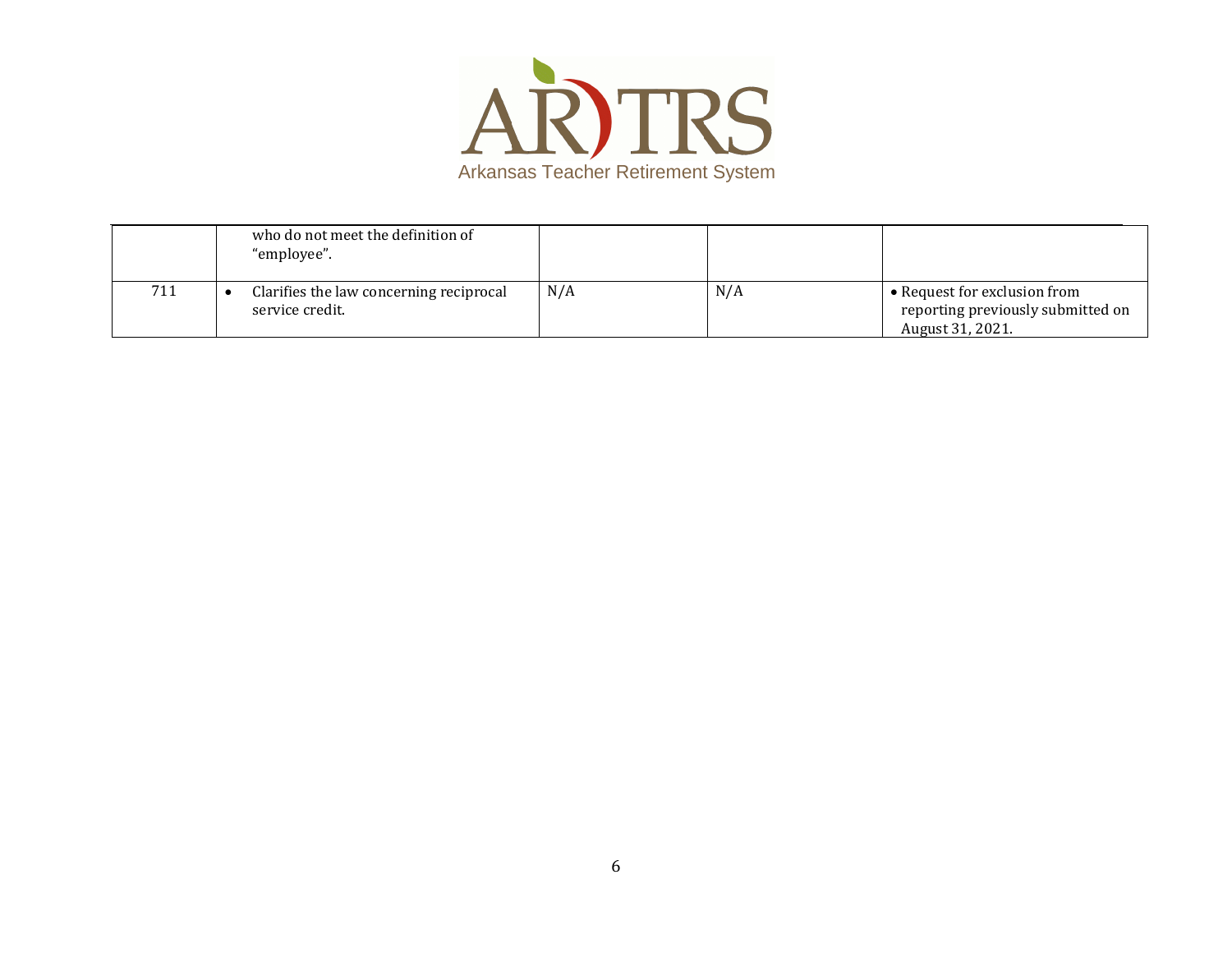| | | | | |
|---|---|---|---|---|
| | who do not meet the definition of "employee". | | | |
| 711 | • Clarifies the law concerning reciprocal service credit. | N/A | N/A | • Request for exclusion from reporting previously submitted on August 31, 2021. |